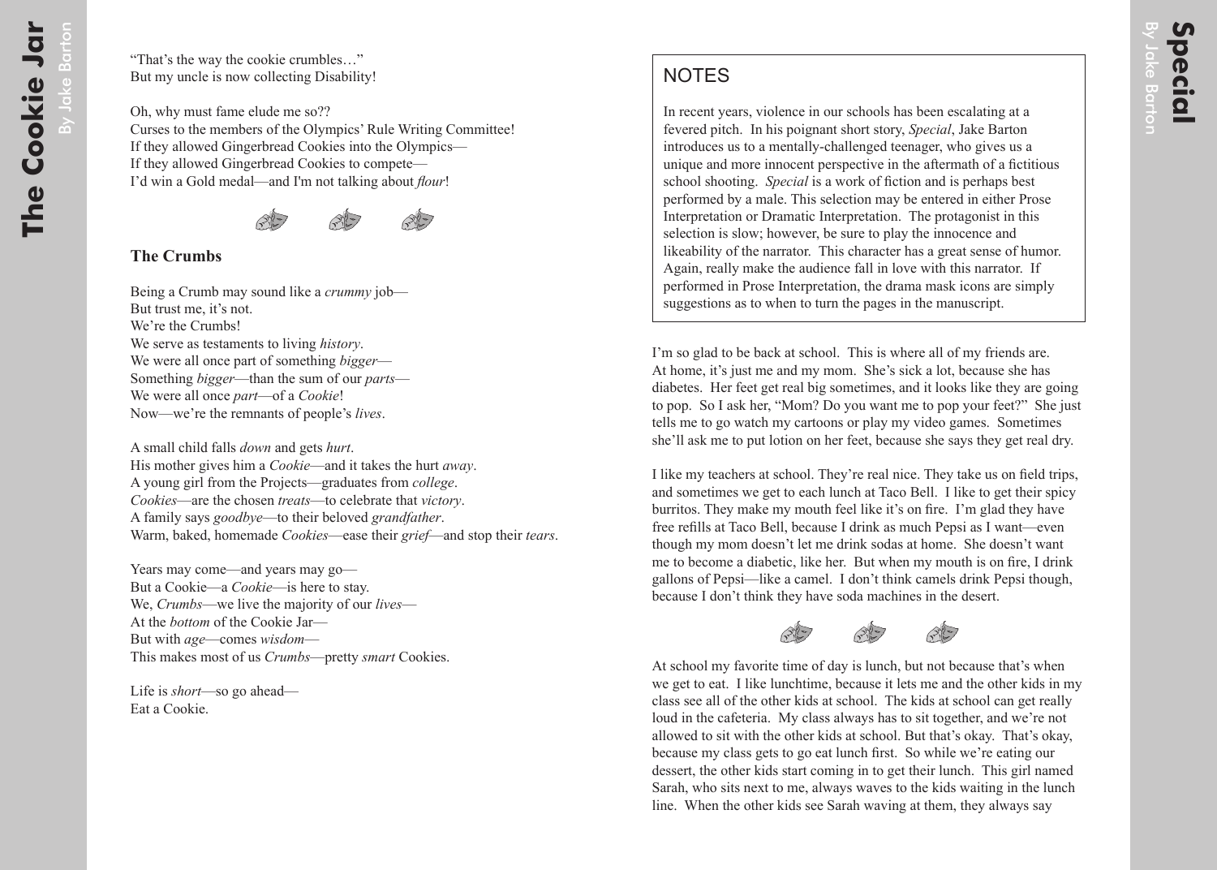"That's the way the cookie crumbles…"
But my uncle is now collecting Disability!

Oh, why must fame elude me so??
Curses to the members of the Olympics' Rule Writing Committee!
If they allowed Gingerbread Cookies into the Olympics—
If they allowed Gingerbread Cookies to compete—
I'd win a Gold medal—and I'm not talking about *flour*!

### The Crumbs

Being a Crumb may sound like a *crummy* job—
But trust me, it's not.
We're the Crumbs!
We serve as testaments to living *history*.
We were all once part of something *bigger*—
Something *bigger*—than the sum of our *parts*—
We were all once *part*—of a *Cookie*!
Now—we're the remnants of people's *lives*.

A small child falls *down* and gets *hurt*.
His mother gives him a *Cookie*—and it takes the hurt *away*.
A young girl from the Projects—graduates from *college*.
*Cookies*—are the chosen *treats*—to celebrate that *victory*.
A family says *goodbye*—to their beloved *grandfather*.
Warm, baked, homemade *Cookies*—ease their *grief*—and stop their *tears*.

Years may come—and years may go—
But a Cookie—a *Cookie*—is here to stay.
We, *Crumbs*—we live the majority of our *lives*—
At the *bottom* of the Cookie Jar—
But with *age*—comes *wisdom*—
This makes most of us *Crumbs*—pretty *smart* Cookies.

Life is *short*—so go ahead—
Eat a Cookie.

# Special

By Jake Barton

> **NOTES**
>
> In recent years, violence in our schools has been escalating at a fevered pitch. In his poignant short story, *Special*, Jake Barton introduces us to a mentally-challenged teenager, who gives us a unique and more innocent perspective in the aftermath of a fictitious school shooting. *Special* is a work of fiction and is perhaps best performed by a male. This selection may be entered in either Prose Interpretation or Dramatic Interpretation. The protagonist in this selection is slow; however, be sure to play the innocence and likeability of the narrator. This character has a great sense of humor. Again, really make the audience fall in love with this narrator. If performed in Prose Interpretation, the drama mask icons are simply suggestions as to when to turn the pages in the manuscript.

I'm so glad to be back at school. This is where all of my friends are. At home, it's just me and my mom. She's sick a lot, because she has diabetes. Her feet get real big sometimes, and it looks like they are going to pop. So I ask her, "Mom? Do you want me to pop your feet?" She just tells me to go watch my cartoons or play my video games. Sometimes she'll ask me to put lotion on her feet, because she says they get real dry.

I like my teachers at school. They're real nice. They take us on field trips, and sometimes we get to each lunch at Taco Bell. I like to get their spicy burritos. They make my mouth feel like it's on fire. I'm glad they have free refills at Taco Bell, because I drink as much Pepsi as I want—even though my mom doesn't let me drink sodas at home. She doesn't want me to become a diabetic, like her. But when my mouth is on fire, I drink gallons of Pepsi—like a camel. I don't think camels drink Pepsi though, because I don't think they have soda machines in the desert.

At school my favorite time of day is lunch, but not because that's when we get to eat. I like lunchtime, because it lets me and the other kids in my class see all of the other kids at school. The kids at school can get really loud in the cafeteria. My class always has to sit together, and we're not allowed to sit with the other kids at school. But that's okay. That's okay, because my class gets to go eat lunch first. So while we're eating our dessert, the other kids start coming in to get their lunch. This girl named Sarah, who sits next to me, always waves to the kids waiting in the lunch line. When the other kids see Sarah waving at them, they always say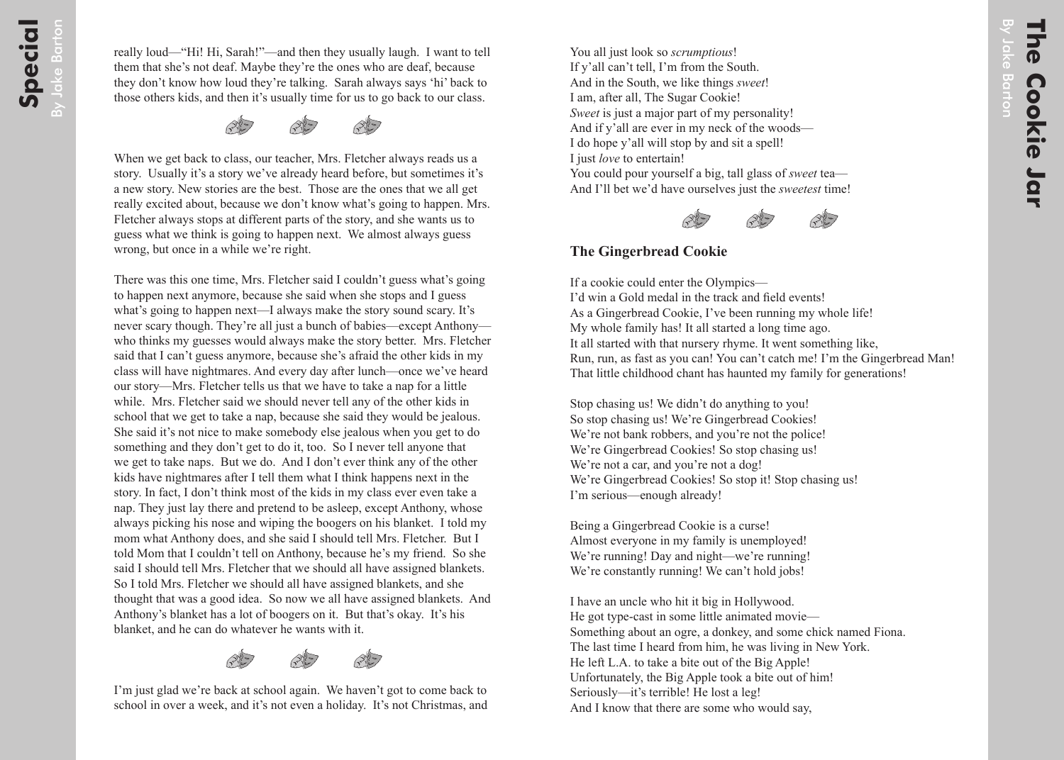really loud—"Hi! Hi, Sarah!"—and then they usually laugh. I want to tell them that she's not deaf. Maybe they're the ones who are deaf, because they don't know how loud they're talking. Sarah always says 'hi' back to those others kids, and then it's usually time for us to go back to our class.

When we get back to class, our teacher, Mrs. Fletcher always reads us a story. Usually it's a story we've already heard before, but sometimes it's a new story. New stories are the best. Those are the ones that we all get really excited about, because we don't know what's going to happen. Mrs. Fletcher always stops at different parts of the story, and she wants us to guess what we think is going to happen next. We almost always guess wrong, but once in a while we're right.

There was this one time, Mrs. Fletcher said I couldn't guess what's going to happen next anymore, because she said when she stops and I guess what's going to happen next—I always make the story sound scary. It's never scary though. They're all just a bunch of babies—except Anthony—who thinks my guesses would always make the story better. Mrs. Fletcher said that I can't guess anymore, because she's afraid the other kids in my class will have nightmares. And every day after lunch—once we've heard our story—Mrs. Fletcher tells us that we have to take a nap for a little while. Mrs. Fletcher said we should never tell any of the other kids in school that we get to take a nap, because she said they would be jealous. She said it's not nice to make somebody else jealous when you get to do something and they don't get to do it, too. So I never tell anyone that we get to take naps. But we do. And I don't ever think any of the other kids have nightmares after I tell them what I think happens next in the story. In fact, I don't think most of the kids in my class ever even take a nap. They just lay there and pretend to be asleep, except Anthony, whose always picking his nose and wiping the boogers on his blanket. I told my mom what Anthony does, and she said I should tell Mrs. Fletcher. But I told Mom that I couldn't tell on Anthony, because he's my friend. So she said I should tell Mrs. Fletcher that we should all have assigned blankets. So I told Mrs. Fletcher we should all have assigned blankets, and she thought that was a good idea. So now we all have assigned blankets. And Anthony's blanket has a lot of boogers on it. But that's okay. It's his blanket, and he can do whatever he wants with it.

I'm just glad we're back at school again. We haven't got to come back to school in over a week, and it's not even a holiday. It's not Christmas, and

You all just look so *scrumptious*!
If y'all can't tell, I'm from the South.
And in the South, we like things *sweet*!
I am, after all, The Sugar Cookie!
*Sweet* is just a major part of my personality!
And if y'all are ever in my neck of the woods—
I do hope y'all will stop by and sit a spell!
I just *love* to entertain!
You could pour yourself a big, tall glass of *sweet* tea—
And I'll bet we'd have ourselves just the *sweetest* time!

### The Gingerbread Cookie

If a cookie could enter the Olympics—
I'd win a Gold medal in the track and field events!
As a Gingerbread Cookie, I've been running my whole life!
My whole family has! It all started a long time ago.
It all started with that nursery rhyme. It went something like,
Run, run, as fast as you can! You can't catch me! I'm the Gingerbread Man!
That little childhood chant has haunted my family for generations!

Stop chasing us! We didn't do anything to you!
So stop chasing us! We're Gingerbread Cookies!
We're not bank robbers, and you're not the police!
We're Gingerbread Cookies! So stop chasing us!
We're not a car, and you're not a dog!
We're Gingerbread Cookies! So stop it! Stop chasing us!
I'm serious—enough already!

Being a Gingerbread Cookie is a curse!
Almost everyone in my family is unemployed!
We're running! Day and night—we're running!
We're constantly running! We can't hold jobs!

I have an uncle who hit it big in Hollywood.
He got type-cast in some little animated movie—
Something about an ogre, a donkey, and some chick named Fiona.
The last time I heard from him, he was living in New York.
He left L.A. to take a bite out of the Big Apple!
Unfortunately, the Big Apple took a bite out of him!
Seriously—it's terrible! He lost a leg!
And I know that there are some who would say,